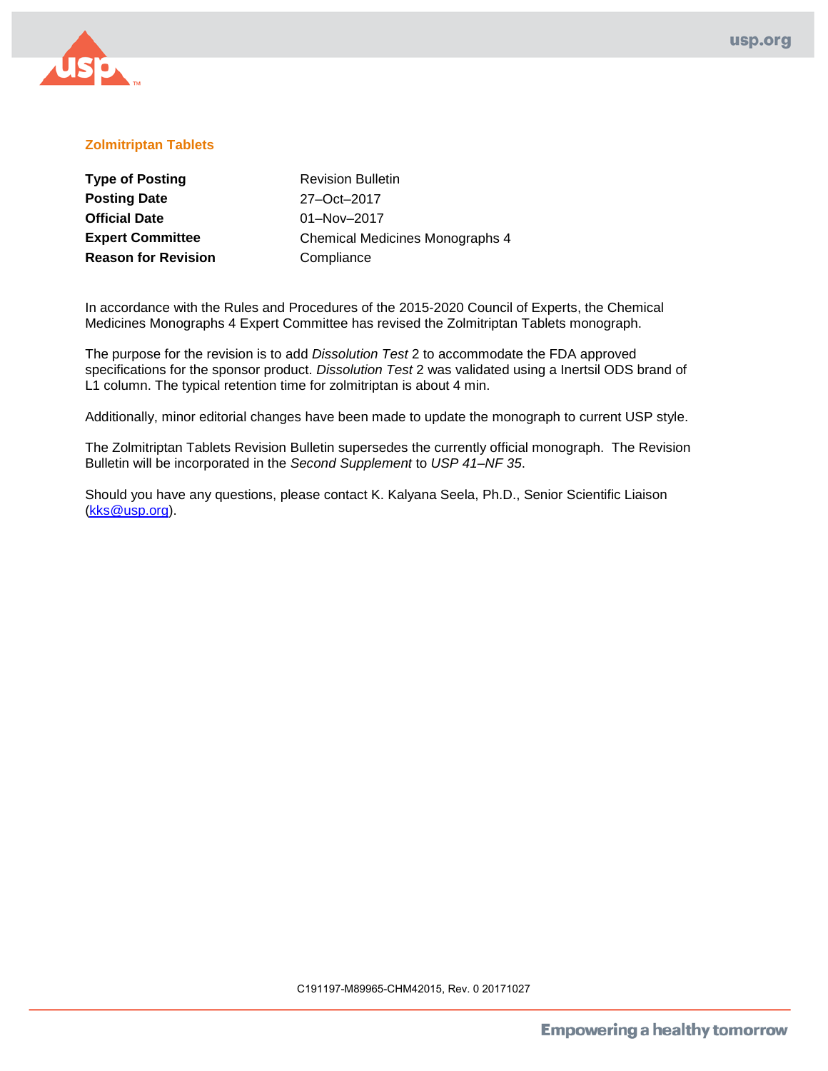## Zolmitriptan Tablets

| | |
|---|---|
| **Type of Posting** | Revision Bulletin |
| **Posting Date** | 27–Oct–2017 |
| **Official Date** | 01–Nov–2017 |
| **Expert Committee** | Chemical Medicines Monographs 4 |
| **Reason for Revision** | Compliance |

In accordance with the Rules and Procedures of the 2015-2020 Council of Experts, the Chemical Medicines Monographs 4 Expert Committee has revised the Zolmitriptan Tablets monograph.

The purpose for the revision is to add *Dissolution Test* 2 to accommodate the FDA approved specifications for the sponsor product. *Dissolution Test* 2 was validated using a Inertsil ODS brand of L1 column. The typical retention time for zolmitriptan is about 4 min.

Additionally, minor editorial changes have been made to update the monograph to current USP style.

The Zolmitriptan Tablets Revision Bulletin supersedes the currently official monograph. The Revision Bulletin will be incorporated in the *Second Supplement* to *USP 41–NF 35*.

Should you have any questions, please contact K. Kalyana Seela, Ph.D., Senior Scientific Liaison (kks@usp.org).

C191197-M89965-CHM42015, Rev. 0 20171027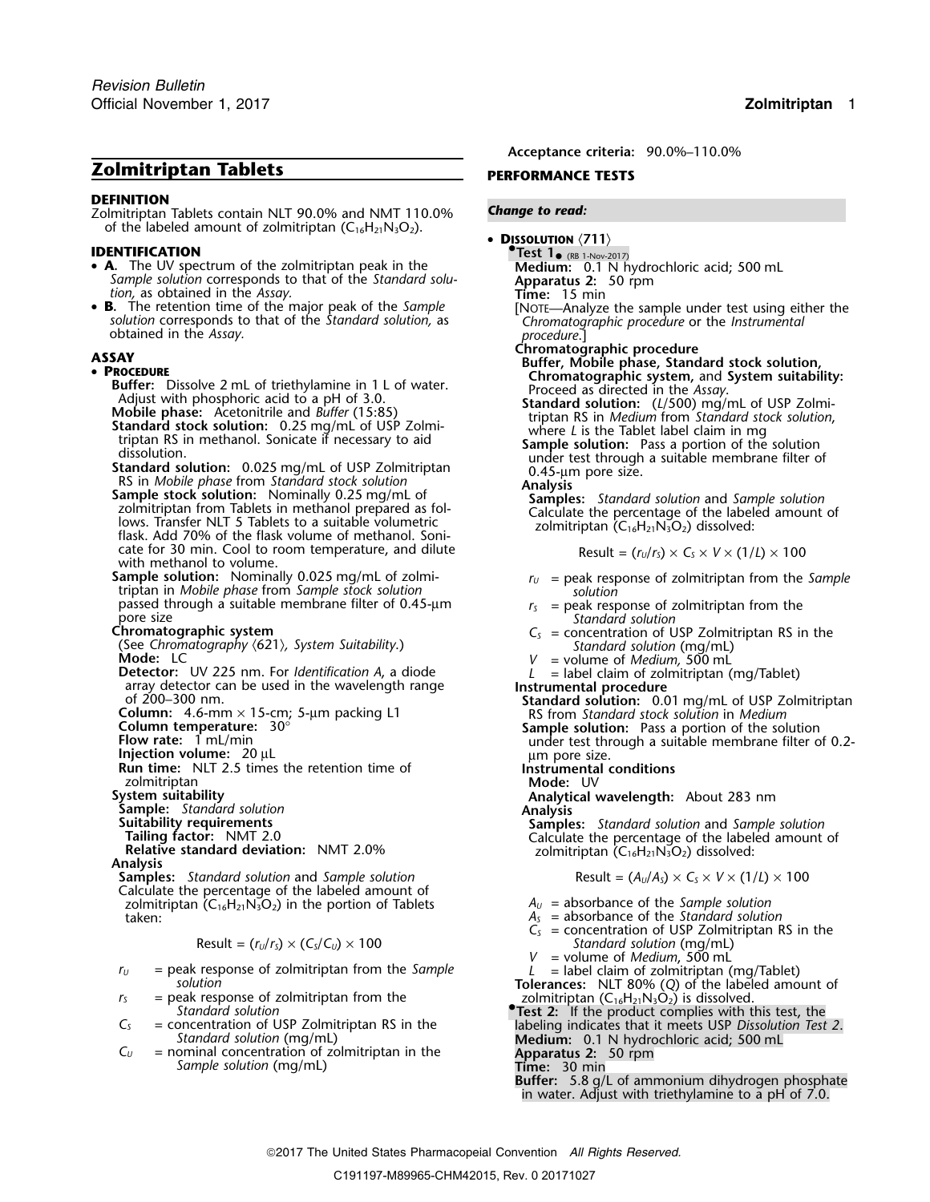# Zolmitriptan Tablets

## DEFINITION

Zolmitriptan Tablets contain NLT 90.0% and NMT 110.0% of the labeled amount of zolmitriptan ($C_{16}H_{21}N_3O_2$).

## IDENTIFICATION

- **A.** The UV spectrum of the zolmitriptan peak in the *Sample solution* corresponds to that of the *Standard solution,* as obtained in the *Assay.*
- **B.** The retention time of the major peak of the *Sample solution* corresponds to that of the *Standard solution,* as obtained in the *Assay.*

## ASSAY

- **PROCEDURE**

**Buffer:** Dissolve 2 mL of triethylamine in 1 L of water. Adjust with phosphoric acid to a pH of 3.0.

**Mobile phase:** Acetonitrile and *Buffer* (15:85)

**Standard stock solution:** 0.25 mg/mL of USP Zolmitriptan RS in methanol. Sonicate if necessary to aid dissolution.

**Standard solution:** 0.025 mg/mL of USP Zolmitriptan RS in *Mobile phase* from *Standard stock solution*

**Sample stock solution:** Nominally 0.25 mg/mL of zolmitriptan from Tablets in methanol prepared as follows. Transfer NLT 5 Tablets to a suitable volumetric flask. Add 70% of the flask volume of methanol. Sonicate for 30 min. Cool to room temperature, and dilute with methanol to volume.

**Sample solution:** Nominally 0.025 mg/mL of zolmitriptan in *Mobile phase* from *Sample stock solution* passed through a suitable membrane filter of 0.45-µm pore size

**Chromatographic system**

(See *Chromatography* ⟨621⟩, *System Suitability.*)

**Mode:** LC

**Detector:** UV 225 nm. For *Identification A*, a diode array detector can be used in the wavelength range of 200–300 nm.

**Column:** 4.6-mm × 15-cm; 5-µm packing L1

**Column temperature:** 30°

**Flow rate:** 1 mL/min

**Injection volume:** 20 µL

**Run time:** NLT 2.5 times the retention time of zolmitriptan

**System suitability**

**Sample:** *Standard solution*

**Suitability requirements**

**Tailing factor:** NMT 2.0

**Relative standard deviation:** NMT 2.0%

**Analysis**

**Samples:** *Standard solution* and *Sample solution*

Calculate the percentage of the labeled amount of zolmitriptan ($C_{16}H_{21}N_3O_2$) in the portion of Tablets taken:

$$\text{Result} = (r_U/r_S) \times (C_S/C_U) \times 100$$

$r_U$ = peak response of zolmitriptan from the *Sample solution*

$r_S$ = peak response of zolmitriptan from the *Standard solution*

$C_S$ = concentration of USP Zolmitriptan RS in the *Standard solution* (mg/mL)

$C_U$ = nominal concentration of zolmitriptan in the *Sample solution* (mg/mL)

**Acceptance criteria:** 90.0%–110.0%

## PERFORMANCE TESTS

***Change to read:***

- **DISSOLUTION** ⟨711⟩

•**Test 1**• (RB 1-Nov-2017)

**Medium:** 0.1 N hydrochloric acid; 500 mL

**Apparatus 2:** 50 rpm

**Time:** 15 min

[NOTE—Analyze the sample under test using either the *Chromatographic procedure* or the *Instrumental procedure.*]

**Chromatographic procedure**

**Buffer, Mobile phase, Standard stock solution, Chromatographic system,** and **System suitability:** Proceed as directed in the *Assay.*

**Standard solution:** ($L$/500) mg/mL of USP Zolmitriptan RS in *Medium* from *Standard stock solution*, where $L$ is the Tablet label claim in mg

**Sample solution:** Pass a portion of the solution under test through a suitable membrane filter of 0.45-µm pore size.

**Analysis**

**Samples:** *Standard solution* and *Sample solution*

Calculate the percentage of the labeled amount of zolmitriptan ($C_{16}H_{21}N_3O_2$) dissolved:

$$\text{Result} = (r_U/r_S) \times C_S \times V \times (1/L) \times 100$$

$r_U$ = peak response of zolmitriptan from the *Sample solution*

$r_S$ = peak response of zolmitriptan from the *Standard solution*

$C_S$ = concentration of USP Zolmitriptan RS in the *Standard solution* (mg/mL)

$V$ = volume of *Medium*, 500 mL

$L$ = label claim of zolmitriptan (mg/Tablet)

**Instrumental procedure**

**Standard solution:** 0.01 mg/mL of USP Zolmitriptan RS from *Standard stock solution* in *Medium*

**Sample solution:** Pass a portion of the solution under test through a suitable membrane filter of 0.2-µm pore size.

**Instrumental conditions**

**Mode:** UV

**Analytical wavelength:** About 283 nm

**Analysis**

**Samples:** *Standard solution* and *Sample solution*

Calculate the percentage of the labeled amount of zolmitriptan ($C_{16}H_{21}N_3O_2$) dissolved:

$$\text{Result} = (A_U/A_S) \times C_S \times V \times (1/L) \times 100$$

$A_U$ = absorbance of the *Sample solution*

$A_S$ = absorbance of the *Standard solution*

$C_S$ = concentration of USP Zolmitriptan RS in the *Standard solution* (mg/mL)

$V$ = volume of *Medium*, 500 mL

$L$ = label claim of zolmitriptan (mg/Tablet)

**Tolerances:** NLT 80% ($Q$) of the labeled amount of zolmitriptan ($C_{16}H_{21}N_3O_2$) is dissolved.

•**Test 2:** If the product complies with this test, the labeling indicates that it meets USP *Dissolution Test 2*.

**Medium:** 0.1 N hydrochloric acid; 500 mL

**Apparatus 2:** 50 rpm

**Time:** 30 min

**Buffer:** 5.8 g/L of ammonium dihydrogen phosphate in water. Adjust with triethylamine to a pH of 7.0.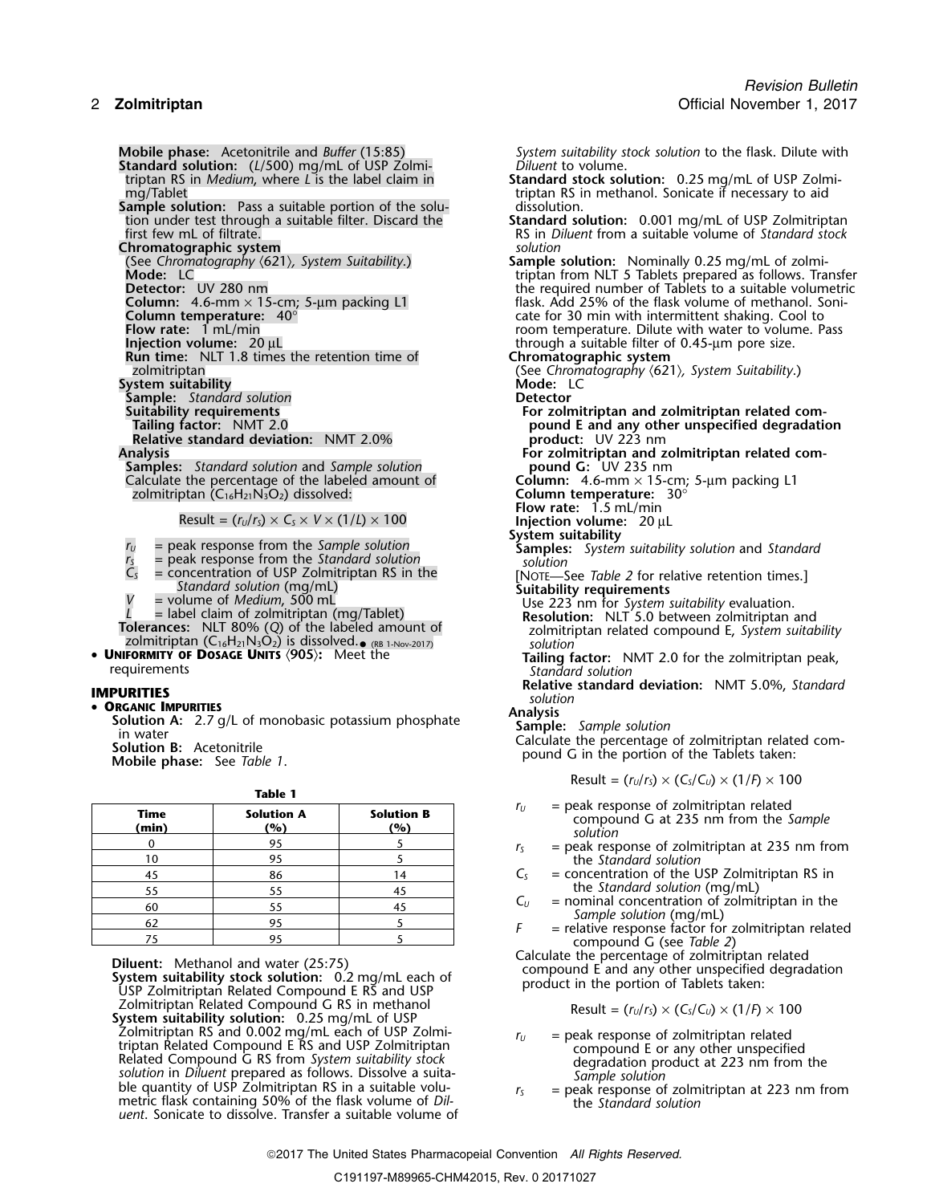**Mobile phase:** Acetonitrile and *Buffer* (15:85)

**Standard solution:** ($L$/500) mg/mL of USP Zolmitriptan RS in *Medium*, where $L$ is the label claim in mg/Tablet

**Sample solution:** Pass a suitable portion of the solution under test through a suitable filter. Discard the first few mL of filtrate.

**Chromatographic system**

(See *Chromatography* ⟨621⟩*, System Suitability*.)

**Mode:** LC

**Detector:** UV 280 nm

**Column:** 4.6-mm × 15-cm; 5-µm packing L1

**Column temperature:** 40°

**Flow rate:** 1 mL/min

**Injection volume:** 20 µL

**Run time:** NLT 1.8 times the retention time of zolmitriptan

**System suitability**

**Sample:** *Standard solution*

**Suitability requirements**

**Tailing factor:** NMT 2.0

**Relative standard deviation:** NMT 2.0%

**Analysis**

**Samples:** *Standard solution* and *Sample solution*

Calculate the percentage of the labeled amount of zolmitriptan ($C_{16}H_{21}N_3O_2$) dissolved:

$$\text{Result} = (r_U/r_S) \times C_S \times V \times (1/L) \times 100$$

$r_U$ = peak response from the *Sample solution*

$r_S$ = peak response from the *Standard solution*

$C_S$ = concentration of USP Zolmitriptan RS in the *Standard solution* (mg/mL)

$V$ = volume of *Medium*, 500 mL

$L$ = label claim of zolmitriptan (mg/Tablet)

**Tolerances:** NLT 80% ($Q$) of the labeled amount of zolmitriptan ($C_{16}H_{21}N_3O_2$) is dissolved.● (RB 1-Nov-2017)

- **Uniformity of Dosage Units** ⟨905⟩**:** Meet the requirements

## IMPURITIES

- **Organic Impurities**

**Solution A:** 2.7 g/L of monobasic potassium phosphate in water

**Solution B:** Acetonitrile

**Mobile phase:** See *Table 1*.

**Table 1**

| Time (min) | Solution A (%) | Solution B (%) |
|---|---|---|
| 0 | 95 | 5 |
| 10 | 95 | 5 |
| 45 | 86 | 14 |
| 55 | 55 | 45 |
| 60 | 55 | 45 |
| 62 | 95 | 5 |
| 75 | 95 | 5 |

**Diluent:** Methanol and water (25:75)

**System suitability stock solution:** 0.2 mg/mL each of USP Zolmitriptan Related Compound E RS and USP Zolmitriptan Related Compound G RS in methanol

**System suitability solution:** 0.25 mg/mL of USP Zolmitriptan RS and 0.002 mg/mL each of USP Zolmitriptan Related Compound E RS and USP Zolmitriptan Related Compound G RS from *System suitability stock solution* in *Diluent* prepared as follows. Dissolve a suitable quantity of USP Zolmitriptan RS in a suitable volumetric flask containing 50% of the flask volume of *Diluent*. Sonicate to dissolve. Transfer a suitable volume of *System suitability stock solution* to the flask. Dilute with *Diluent* to volume.

**Standard stock solution:** 0.25 mg/mL of USP Zolmitriptan RS in methanol. Sonicate if necessary to aid dissolution.

**Standard solution:** 0.001 mg/mL of USP Zolmitriptan RS in *Diluent* from a suitable volume of *Standard stock solution*

**Sample solution:** Nominally 0.25 mg/mL of zolmitriptan from NLT 5 Tablets prepared as follows. Transfer the required number of Tablets to a suitable volumetric flask. Add 25% of the flask volume of methanol. Sonicate for 30 min with intermittent shaking. Cool to room temperature. Dilute with water to volume. Pass through a suitable filter of 0.45-µm pore size.

**Chromatographic system**

(See *Chromatography* ⟨621⟩*, System Suitability*.)

**Mode:** LC

**Detector**

**For zolmitriptan and zolmitriptan related compound E and any other unspecified degradation product:** UV 223 nm

**For zolmitriptan and zolmitriptan related compound G:** UV 235 nm

**Column:** 4.6-mm × 15-cm; 5-µm packing L1

**Column temperature:** 30°

**Flow rate:** 1.5 mL/min

**Injection volume:** 20 µL

**System suitability**

**Samples:** *System suitability solution* and *Standard solution*

[Note—See *Table 2* for relative retention times.]

**Suitability requirements**

Use 223 nm for *System suitability* evaluation.

**Resolution:** NLT 5.0 between zolmitriptan and zolmitriptan related compound E, *System suitability solution*

**Tailing factor:** NMT 2.0 for the zolmitriptan peak, *Standard solution*

**Relative standard deviation:** NMT 5.0%, *Standard solution*

**Analysis**

**Sample:** *Sample solution*

Calculate the percentage of zolmitriptan related compound G in the portion of the Tablets taken:

$$\text{Result} = (r_U/r_S) \times (C_S/C_U) \times (1/F) \times 100$$

$r_U$ = peak response of zolmitriptan related compound G at 235 nm from the *Sample solution*

$r_S$ = peak response of zolmitriptan at 235 nm from the *Standard solution*

$C_S$ = concentration of the USP Zolmitriptan RS in the *Standard solution* (mg/mL)

$C_U$ = nominal concentration of zolmitriptan in the *Sample solution* (mg/mL)

$F$ = relative response factor for zolmitriptan related compound G (see *Table 2*)

Calculate the percentage of zolmitriptan related compound E and any other unspecified degradation product in the portion of Tablets taken:

$$\text{Result} = (r_U/r_S) \times (C_S/C_U) \times (1/F) \times 100$$

$r_U$ = peak response of zolmitriptan related compound E or any other unspecified degradation product at 223 nm from the *Sample solution*

$r_S$ = peak response of zolmitriptan at 223 nm from the *Standard solution*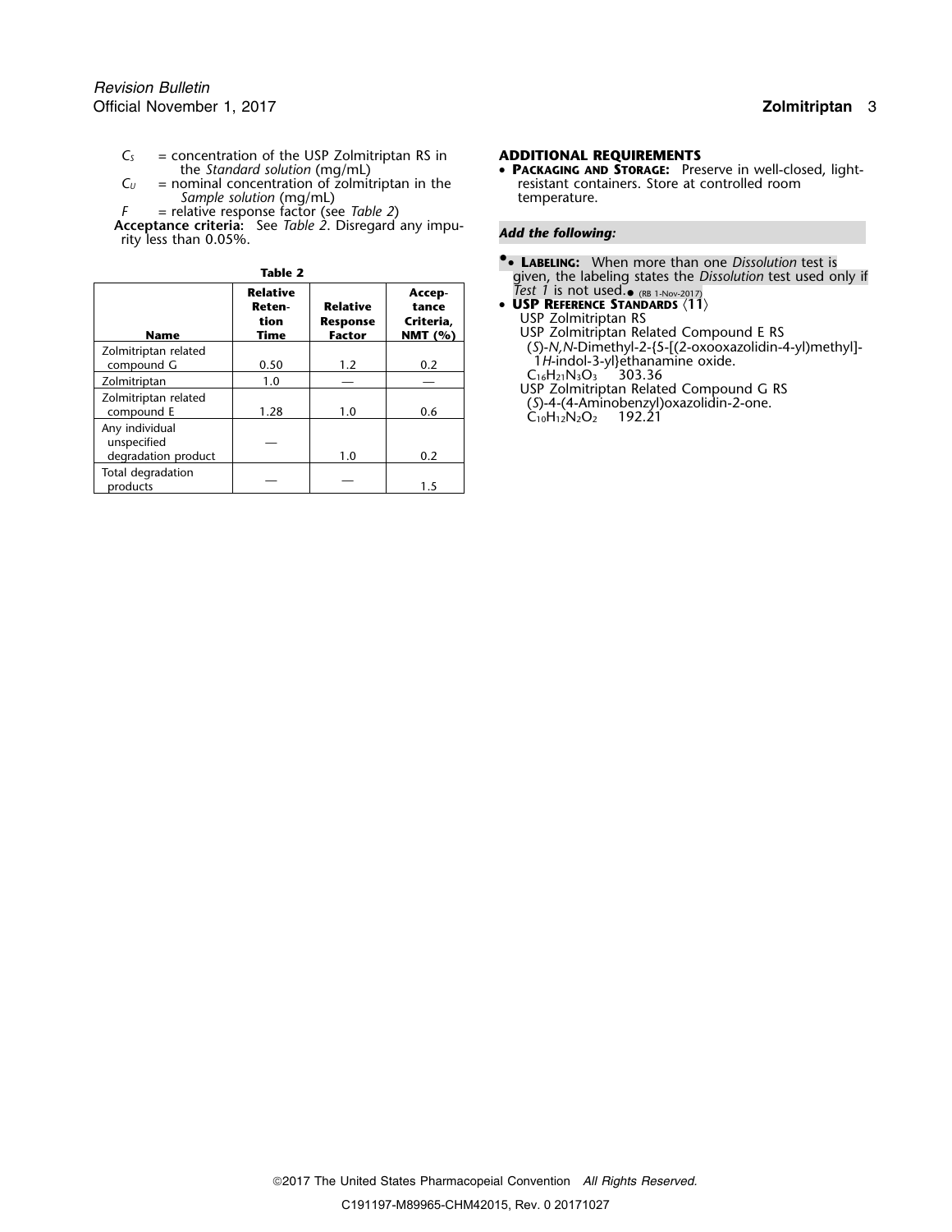$C_S$ = concentration of the USP Zolmitriptan RS in the *Standard solution* (mg/mL)

$C_U$ = nominal concentration of zolmitriptan in the *Sample solution* (mg/mL)

$F$ = relative response factor (see *Table 2*)

**Acceptance criteria:** See *Table 2*. Disregard any impurity less than 0.05%.

**Table 2**

| Name | Relative Retention Time | Relative Response Factor | Acceptance Criteria, NMT (%) |
|---|---|---|---|
| Zolmitriptan related compound G | 0.50 | 1.2 | 0.2 |
| Zolmitriptan | 1.0 | — | — |
| Zolmitriptan related compound E | 1.28 | 1.0 | 0.6 |
| Any individual unspecified degradation product | — | 1.0 | 0.2 |
| Total degradation products | — | — | 1.5 |

## ADDITIONAL REQUIREMENTS

- **Packaging and Storage:** Preserve in well-closed, light-resistant containers. Store at controlled room temperature.

***Add the following:***

- **Labeling:** When more than one *Dissolution* test is given, the labeling states the *Dissolution* test used only if *Test 1* is not used. (RB 1-Nov-2017)
- **USP Reference Standards** ⟨11⟩
  - USP Zolmitriptan RS
  - USP Zolmitriptan Related Compound E RS
    - (*S*)-*N,N*-Dimethyl-2-{5-[(2-oxooxazolidin-4-yl)methyl]-1*H*-indol-3-yl}ethanamine oxide.
    - $C_{16}H_{21}N_3O_3$ 303.36
  - USP Zolmitriptan Related Compound G RS
    - (*S*)-4-(4-Aminobenzyl)oxazolidin-2-one.
    - $C_{10}H_{12}N_2O_2$ 192.21